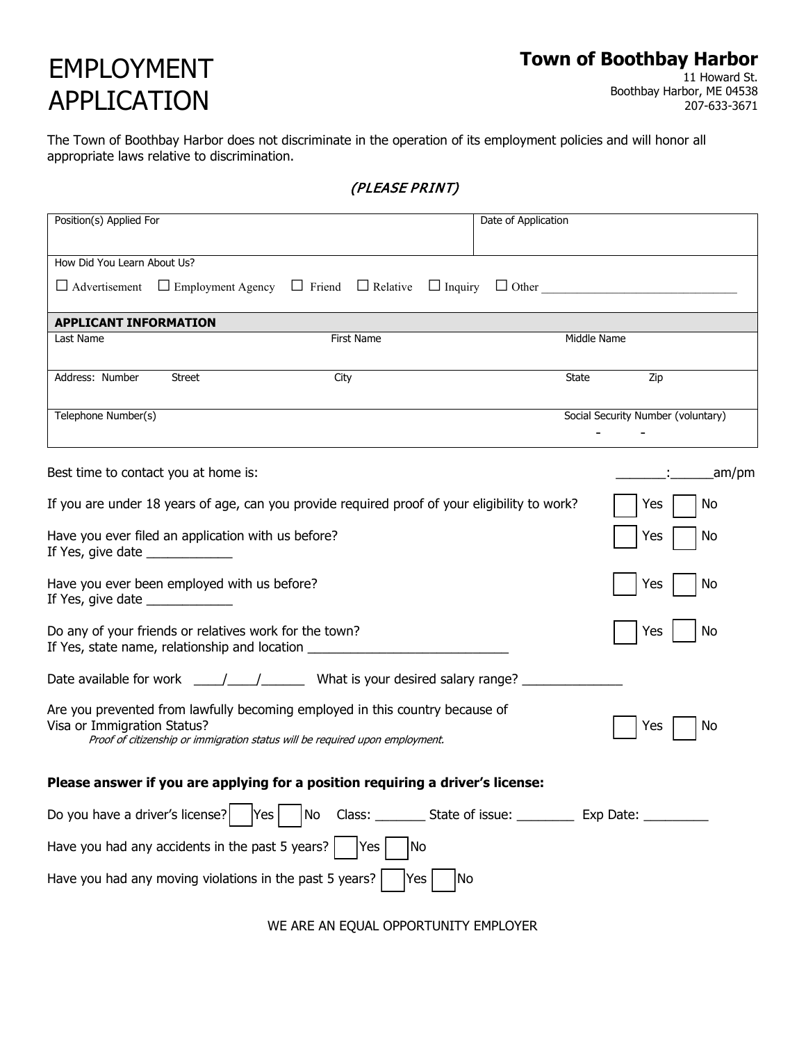# EMPLOYMENT APPLICATION

**Town of Boothbay Harbor**
11 Howard St.
Boothbay Harbor, ME 04538
207-633-3671

The Town of Boothbay Harbor does not discriminate in the operation of its employment policies and will honor all appropriate laws relative to discrimination.

*(PLEASE PRINT)*

| Position(s) Applied For | Date of Application |
|---|---|
| | |

How Did You Learn About Us?

☐ Advertisement ☐ Employment Agency ☐ Friend ☐ Relative ☐ Inquiry ☐ Other ________________________________

**APPLICANT INFORMATION**

| Last Name | First Name | Middle Name |
|---|---|---|
| | | |

| Address: Number | Street | City | State | Zip |
|---|---|---|---|---|
| | | | | |

| Telephone Number(s) | Social Security Number (voluntary) |
|---|---|
| | - - |

Best time to contact you at home is: _______:______am/pm

If you are under 18 years of age, can you provide required proof of your eligibility to work? ☐ Yes ☐ No

Have you ever filed an application with us before? ☐ Yes ☐ No
If Yes, give date ____________

Have you ever been employed with us before? ☐ Yes ☐ No
If Yes, give date ____________

Do any of your friends or relatives work for the town? ☐ Yes ☐ No
If Yes, state name, relationship and location ____________________________

Date available for work ____/____/______ What is your desired salary range? ______________

Are you prevented from lawfully becoming employed in this country because of Visa or Immigration Status? ☐ Yes ☐ No
*Proof of citizenship or immigration status will be required upon employment.*

**Please answer if you are applying for a position requiring a driver's license:**

Do you have a driver's license? ☐ Yes ☐ No Class: _______ State of issue: ________ Exp Date: _________

Have you had any accidents in the past 5 years? ☐ Yes ☐ No

Have you had any moving violations in the past 5 years? ☐ Yes ☐ No

WE ARE AN EQUAL OPPORTUNITY EMPLOYER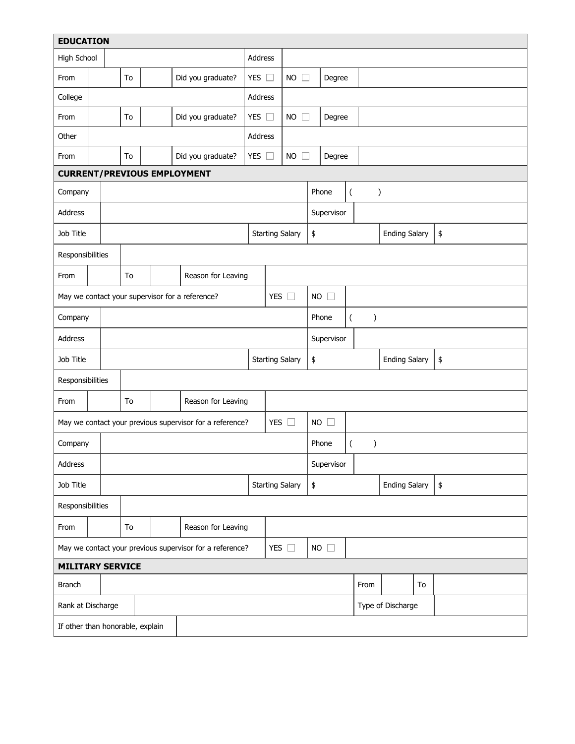## EDUCATION

| High School | | Address | | | |
|---|---|---|---|---|---|
| From | To | Did you graduate? | YES ☐ | NO ☐ | Degree |
| College | | Address | | | |
| From | To | Did you graduate? | YES ☐ | NO ☐ | Degree |
| Other | | Address | | | |
| From | To | Did you graduate? | YES ☐ | NO ☐ | Degree |

## CURRENT/PREVIOUS EMPLOYMENT

| Company | | Phone | ( ) |
|---|---|---|---|
| Address | | Supervisor | |
| Job Title | Starting Salary | $ | Ending Salary $ |
| Responsibilities | | | |
| From | To | Reason for Leaving | |
| May we contact your supervisor for a reference? | YES ☐ | NO ☐ | |

| Company | | Phone | ( ) |
|---|---|---|---|
| Address | | Supervisor | |
| Job Title | Starting Salary | $ | Ending Salary $ |
| Responsibilities | | | |
| From | To | Reason for Leaving | |
| May we contact your previous supervisor for a reference? | YES ☐ | NO ☐ | |

| Company | | Phone | ( ) |
|---|---|---|---|
| Address | | Supervisor | |
| Job Title | Starting Salary | $ | Ending Salary $ |
| Responsibilities | | | |
| From | To | Reason for Leaving | |
| May we contact your previous supervisor for a reference? | YES ☐ | NO ☐ | |

## MILITARY SERVICE

| Branch | | From | To |
|---|---|---|---|
| Rank at Discharge | | Type of Discharge | |
| If other than honorable, explain | | | |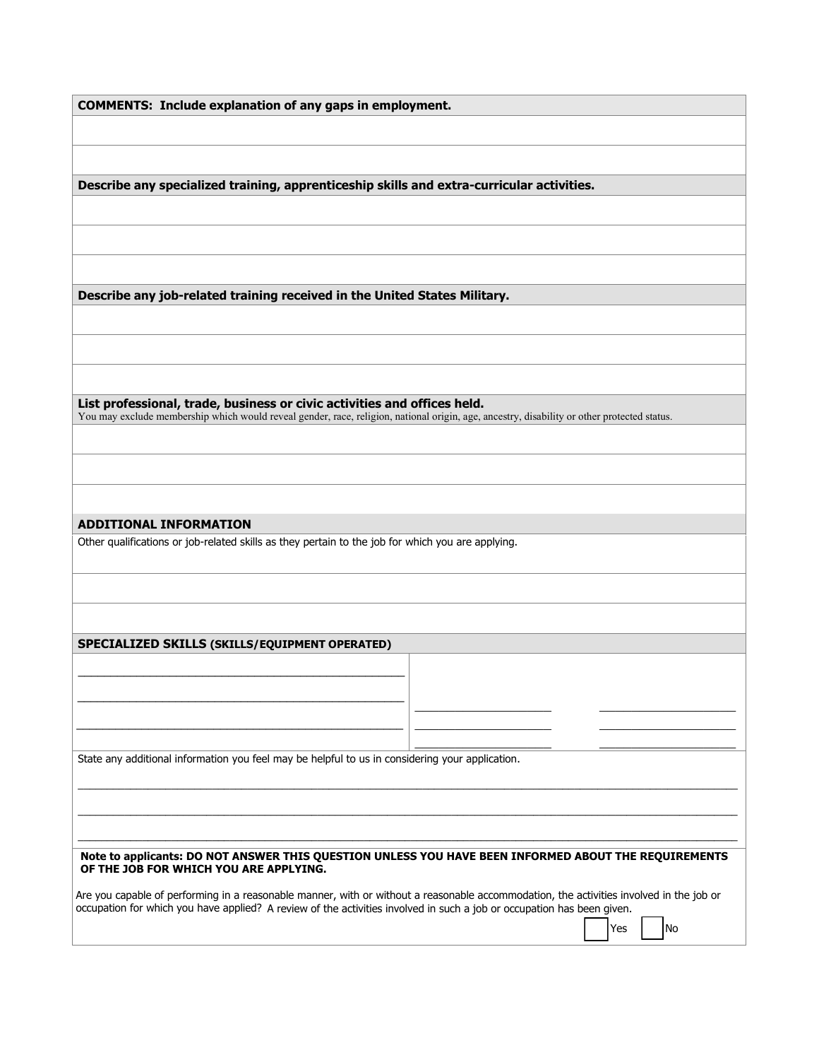**COMMENTS: Include explanation of any gaps in employment.**

**Describe any specialized training, apprenticeship skills and extra-curricular activities.**

**Describe any job-related training received in the United States Military.**

**List professional, trade, business or civic activities and offices held.**

You may exclude membership which would reveal gender, race, religion, national origin, age, ancestry, disability or other protected status.

**ADDITIONAL INFORMATION**

Other qualifications or job-related skills as they pertain to the job for which you are applying.

**SPECIALIZED SKILLS (SKILLS/EQUIPMENT OPERATED)**

State any additional information you feel may be helpful to us in considering your application.

**Note to applicants: DO NOT ANSWER THIS QUESTION UNLESS YOU HAVE BEEN INFORMED ABOUT THE REQUIREMENTS OF THE JOB FOR WHICH YOU ARE APPLYING.**

Are you capable of performing in a reasonable manner, with or without a reasonable accommodation, the activities involved in the job or occupation for which you have applied? A review of the activities involved in such a job or occupation has been given.

☐ Yes ☐ No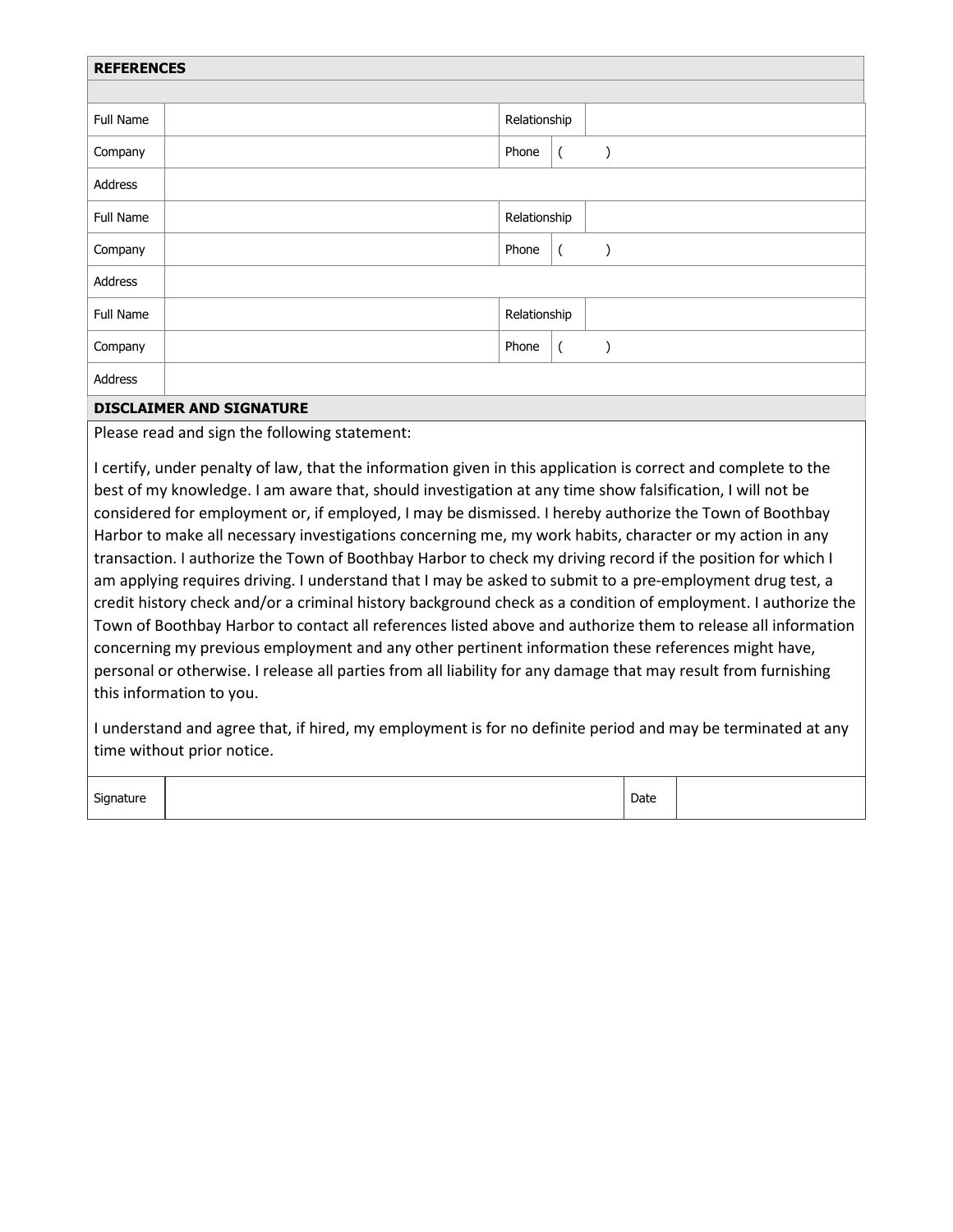## REFERENCES

| | | | |
|---|---|---|---|
| Full Name | | Relationship | |
| Company | | Phone | (     ) |
| Address | | | |
| Full Name | | Relationship | |
| Company | | Phone | (     ) |
| Address | | | |
| Full Name | | Relationship | |
| Company | | Phone | (     ) |
| Address | | | |

## DISCLAIMER AND SIGNATURE

Please read and sign the following statement:

I certify, under penalty of law, that the information given in this application is correct and complete to the best of my knowledge. I am aware that, should investigation at any time show falsification, I will not be considered for employment or, if employed, I may be dismissed. I hereby authorize the Town of Boothbay Harbor to make all necessary investigations concerning me, my work habits, character or my action in any transaction. I authorize the Town of Boothbay Harbor to check my driving record if the position for which I am applying requires driving. I understand that I may be asked to submit to a pre-employment drug test, a credit history check and/or a criminal history background check as a condition of employment. I authorize the Town of Boothbay Harbor to contact all references listed above and authorize them to release all information concerning my previous employment and any other pertinent information these references might have, personal or otherwise. I release all parties from all liability for any damage that may result from furnishing this information to you.

I understand and agree that, if hired, my employment is for no definite period and may be terminated at any time without prior notice.

| | | | |
|---|---|---|---|
| Signature | | Date | |